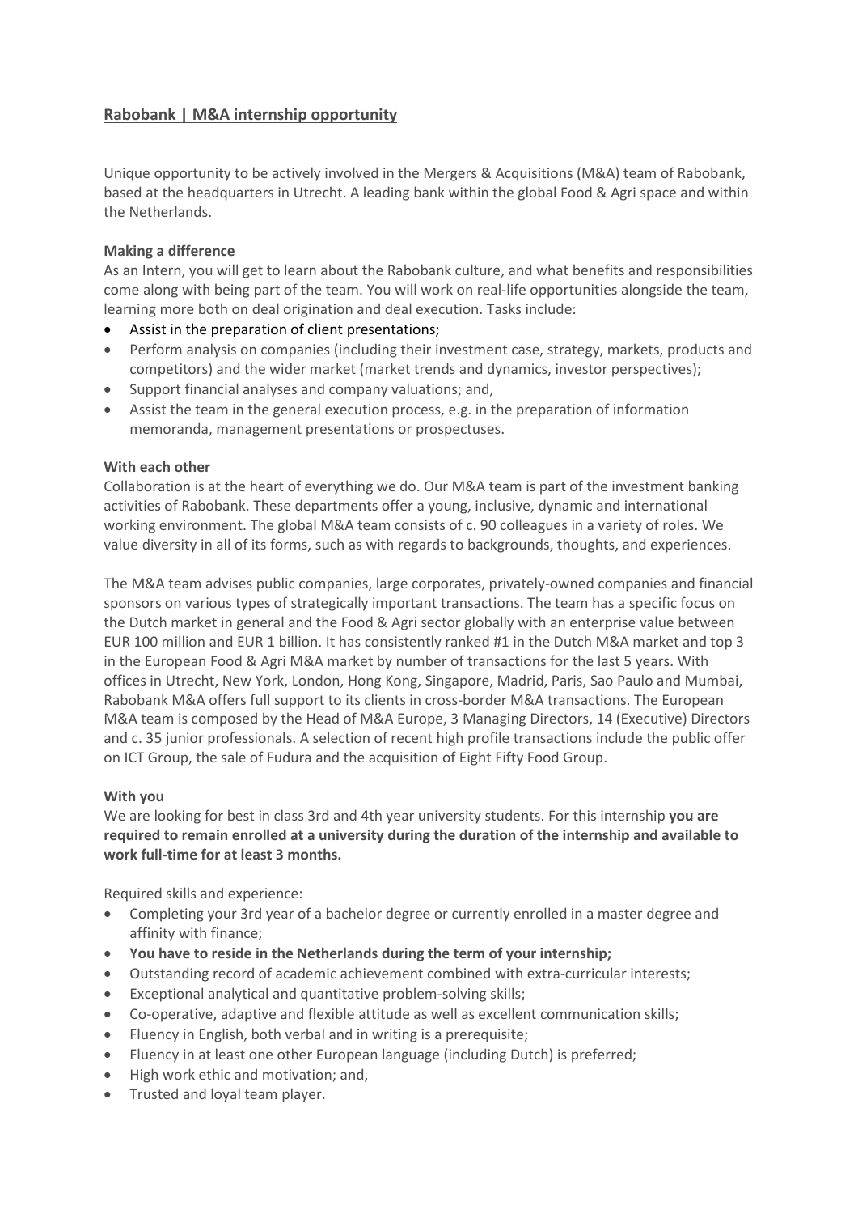# Rabobank | M&A internship opportunity

Unique opportunity to be actively involved in the Mergers & Acquisitions (M&A) team of Rabobank, based at the headquarters in Utrecht. A leading bank within the global Food & Agri space and within the Netherlands.

**Making a difference**

As an Intern, you will get to learn about the Rabobank culture, and what benefits and responsibilities come along with being part of the team. You will work on real-life opportunities alongside the team, learning more both on deal origination and deal execution. Tasks include:

- Assist in the preparation of client presentations;
- Perform analysis on companies (including their investment case, strategy, markets, products and competitors) and the wider market (market trends and dynamics, investor perspectives);
- Support financial analyses and company valuations; and,
- Assist the team in the general execution process, e.g. in the preparation of information memoranda, management presentations or prospectuses.

**With each other**

Collaboration is at the heart of everything we do. Our M&A team is part of the investment banking activities of Rabobank. These departments offer a young, inclusive, dynamic and international working environment. The global M&A team consists of c. 90 colleagues in a variety of roles. We value diversity in all of its forms, such as with regards to backgrounds, thoughts, and experiences.

The M&A team advises public companies, large corporates, privately-owned companies and financial sponsors on various types of strategically important transactions. The team has a specific focus on the Dutch market in general and the Food & Agri sector globally with an enterprise value between EUR 100 million and EUR 1 billion. It has consistently ranked #1 in the Dutch M&A market and top 3 in the European Food & Agri M&A market by number of transactions for the last 5 years. With offices in Utrecht, New York, London, Hong Kong, Singapore, Madrid, Paris, Sao Paulo and Mumbai, Rabobank M&A offers full support to its clients in cross-border M&A transactions. The European M&A team is composed by the Head of M&A Europe, 3 Managing Directors, 14 (Executive) Directors and c. 35 junior professionals. A selection of recent high profile transactions include the public offer on ICT Group, the sale of Fudura and the acquisition of Eight Fifty Food Group.

**With you**

We are looking for best in class 3rd and 4th year university students. For this internship **you are required to remain enrolled at a university during the duration of the internship and available to work full-time for at least 3 months.**

Required skills and experience:

- Completing your 3rd year of a bachelor degree or currently enrolled in a master degree and affinity with finance;
- **You have to reside in the Netherlands during the term of your internship;**
- Outstanding record of academic achievement combined with extra-curricular interests;
- Exceptional analytical and quantitative problem-solving skills;
- Co-operative, adaptive and flexible attitude as well as excellent communication skills;
- Fluency in English, both verbal and in writing is a prerequisite;
- Fluency in at least one other European language (including Dutch) is preferred;
- High work ethic and motivation; and,
- Trusted and loyal team player.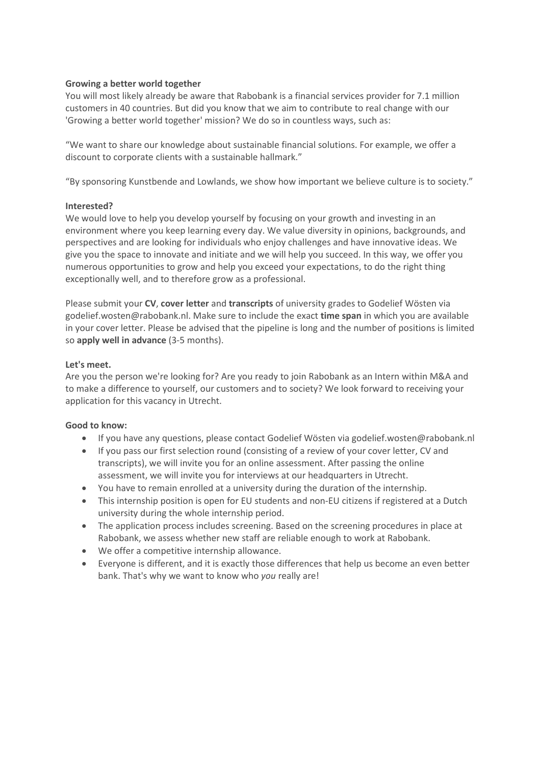**Growing a better world together**

You will most likely already be aware that Rabobank is a financial services provider for 7.1 million customers in 40 countries. But did you know that we aim to contribute to real change with our 'Growing a better world together' mission? We do so in countless ways, such as:

“We want to share our knowledge about sustainable financial solutions. For example, we offer a discount to corporate clients with a sustainable hallmark.”

“By sponsoring Kunstbende and Lowlands, we show how important we believe culture is to society.”

**Interested?**

We would love to help you develop yourself by focusing on your growth and investing in an environment where you keep learning every day. We value diversity in opinions, backgrounds, and perspectives and are looking for individuals who enjoy challenges and have innovative ideas. We give you the space to innovate and initiate and we will help you succeed. In this way, we offer you numerous opportunities to grow and help you exceed your expectations, to do the right thing exceptionally well, and to therefore grow as a professional.

Please submit your **CV**, **cover letter** and **transcripts** of university grades to Godelief Wösten via godelief.wosten@rabobank.nl. Make sure to include the exact **time span** in which you are available in your cover letter. Please be advised that the pipeline is long and the number of positions is limited so **apply well in advance** (3-5 months).

**Let's meet.**

Are you the person we're looking for? Are you ready to join Rabobank as an Intern within M&A and to make a difference to yourself, our customers and to society? We look forward to receiving your application for this vacancy in Utrecht.

**Good to know:**

- If you have any questions, please contact Godelief Wösten via godelief.wosten@rabobank.nl
- If you pass our first selection round (consisting of a review of your cover letter, CV and transcripts), we will invite you for an online assessment. After passing the online assessment, we will invite you for interviews at our headquarters in Utrecht.
- You have to remain enrolled at a university during the duration of the internship.
- This internship position is open for EU students and non-EU citizens if registered at a Dutch university during the whole internship period.
- The application process includes screening. Based on the screening procedures in place at Rabobank, we assess whether new staff are reliable enough to work at Rabobank.
- We offer a competitive internship allowance.
- Everyone is different, and it is exactly those differences that help us become an even better bank. That's why we want to know who *you* really are!